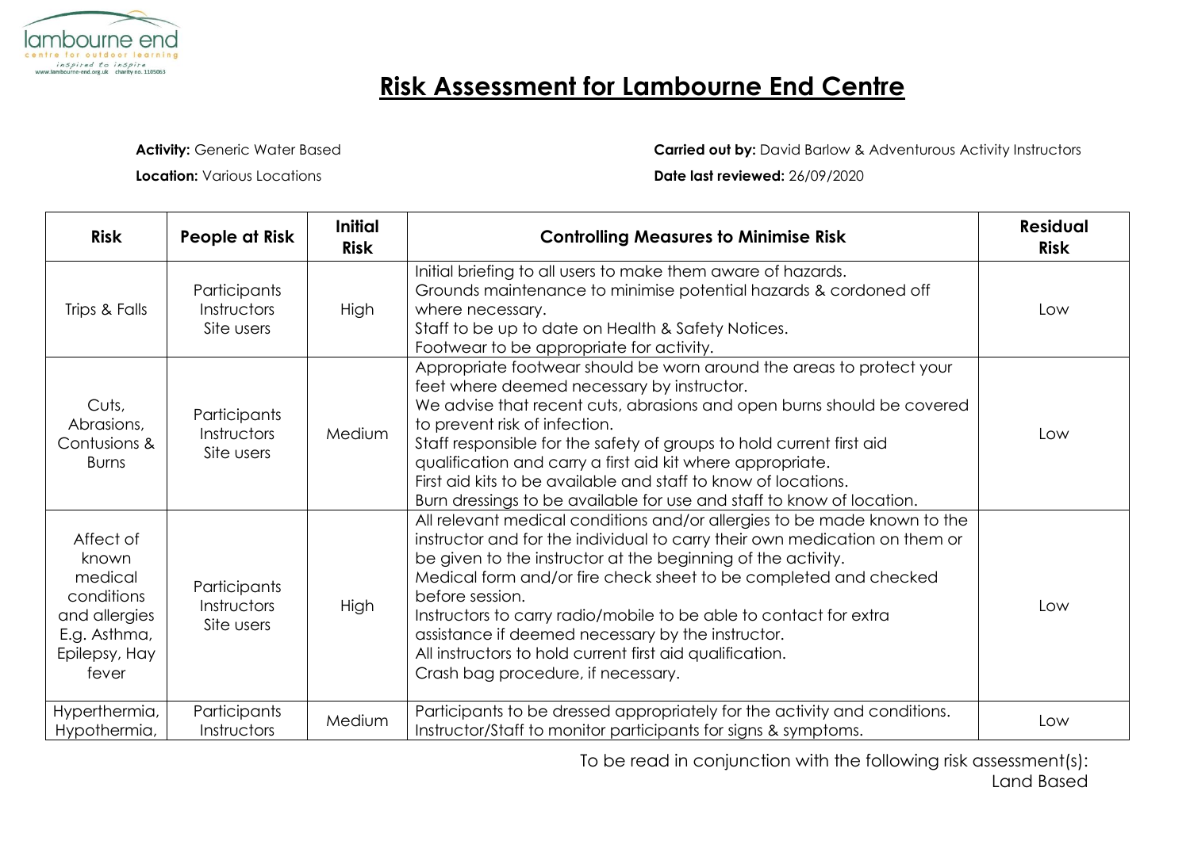lambourne end
centre for outdoor learning
inspired to inspire
www.lambourne-end.org.uk charity no. 1105063

# Risk Assessment for Lambourne End Centre

**Activity:** Generic Water Based

**Location:** Various Locations

**Carried out by:** David Barlow & Adventurous Activity Instructors

**Date last reviewed:** 26/09/2020

| Risk | People at Risk | Initial Risk | Controlling Measures to Minimise Risk | Residual Risk |
|---|---|---|---|---|
| Trips & Falls | Participants<br>Instructors<br>Site users | High | Initial briefing to all users to make them aware of hazards.<br>Grounds maintenance to minimise potential hazards & cordoned off where necessary.<br>Staff to be up to date on Health & Safety Notices.<br>Footwear to be appropriate for activity. | Low |
| Cuts, Abrasions, Contusions & Burns | Participants<br>Instructors<br>Site users | Medium | Appropriate footwear should be worn around the areas to protect your feet where deemed necessary by instructor.<br>We advise that recent cuts, abrasions and open burns should be covered to prevent risk of infection.<br>Staff responsible for the safety of groups to hold current first aid qualification and carry a first aid kit where appropriate.<br>First aid kits to be available and staff to know of locations.<br>Burn dressings to be available for use and staff to know of location. | Low |
| Affect of known medical conditions and allergies E.g. Asthma, Epilepsy, Hay fever | Participants<br>Instructors<br>Site users | High | All relevant medical conditions and/or allergies to be made known to the instructor and for the individual to carry their own medication on them or be given to the instructor at the beginning of the activity.<br>Medical form and/or fire check sheet to be completed and checked before session.<br>Instructors to carry radio/mobile to be able to contact for extra assistance if deemed necessary by the instructor.<br>All instructors to hold current first aid qualification.<br>Crash bag procedure, if necessary. | Low |
| Hyperthermia, Hypothermia, | Participants<br>Instructors | Medium | Participants to be dressed appropriately for the activity and conditions.<br>Instructor/Staff to monitor participants for signs & symptoms. | Low |

To be read in conjunction with the following risk assessment(s):
Land Based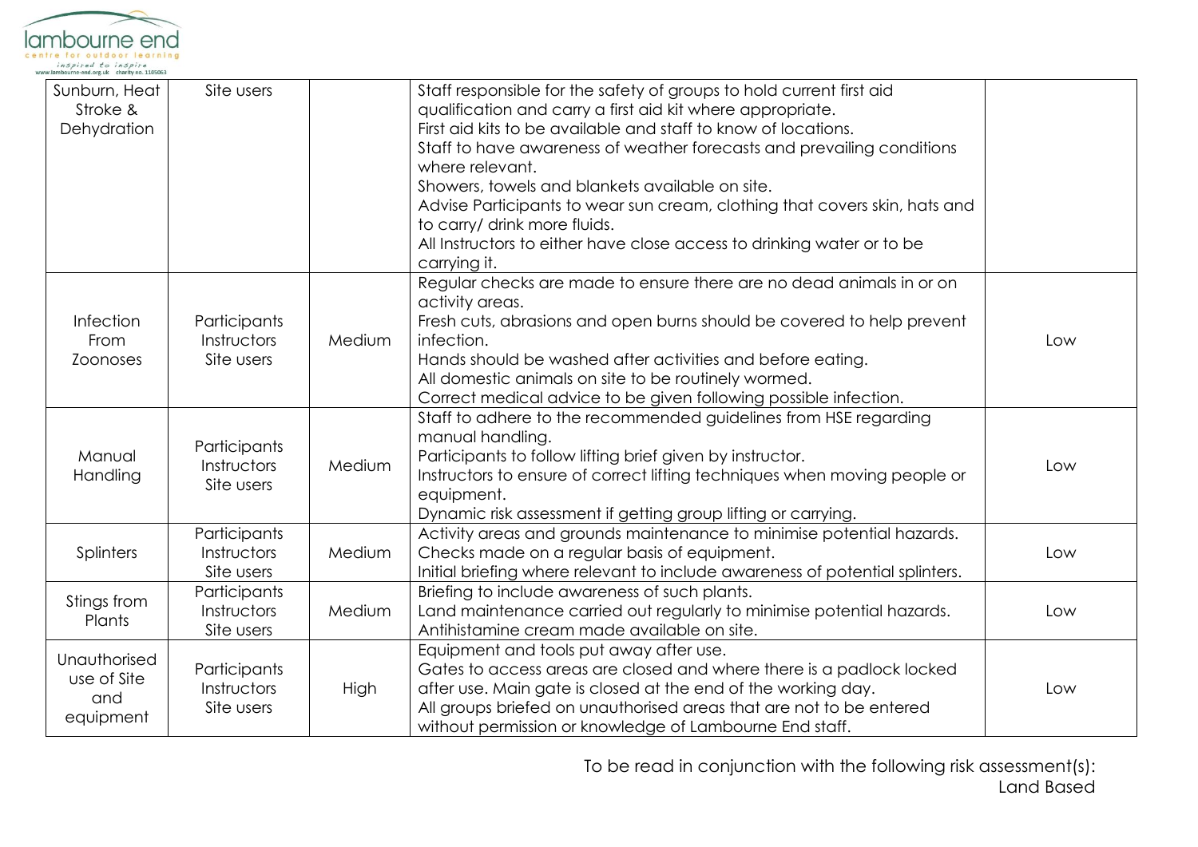| Sunburn, Heat Stroke & Dehydration | Site users | | Staff responsible for the safety of groups to hold current first aid qualification and carry a first aid kit where appropriate.<br>First aid kits to be available and staff to know of locations.<br>Staff to have awareness of weather forecasts and prevailing conditions where relevant.<br>Showers, towels and blankets available on site.<br>Advise Participants to wear sun cream, clothing that covers skin, hats and to carry/ drink more fluids.<br>All Instructors to either have close access to drinking water or to be carrying it. | |
|---|---|---|---|---|
| Infection From Zoonoses | Participants<br>Instructors<br>Site users | Medium | Regular checks are made to ensure there are no dead animals in or on activity areas.<br>Fresh cuts, abrasions and open burns should be covered to help prevent infection.<br>Hands should be washed after activities and before eating.<br>All domestic animals on site to be routinely wormed.<br>Correct medical advice to be given following possible infection. | Low |
| Manual Handling | Participants<br>Instructors<br>Site users | Medium | Staff to adhere to the recommended guidelines from HSE regarding manual handling.<br>Participants to follow lifting brief given by instructor.<br>Instructors to ensure of correct lifting techniques when moving people or equipment.<br>Dynamic risk assessment if getting group lifting or carrying. | Low |
| Splinters | Participants<br>Instructors<br>Site users | Medium | Activity areas and grounds maintenance to minimise potential hazards.<br>Checks made on a regular basis of equipment.<br>Initial briefing where relevant to include awareness of potential splinters. | Low |
| Stings from Plants | Participants<br>Instructors<br>Site users | Medium | Briefing to include awareness of such plants.<br>Land maintenance carried out regularly to minimise potential hazards.<br>Antihistamine cream made available on site. | Low |
| Unauthorised use of Site and equipment | Participants<br>Instructors<br>Site users | High | Equipment and tools put away after use.<br>Gates to access areas are closed and where there is a padlock locked after use. Main gate is closed at the end of the working day.<br>All groups briefed on unauthorised areas that are not to be entered without permission or knowledge of Lambourne End staff. | Low |

To be read in conjunction with the following risk assessment(s):
Land Based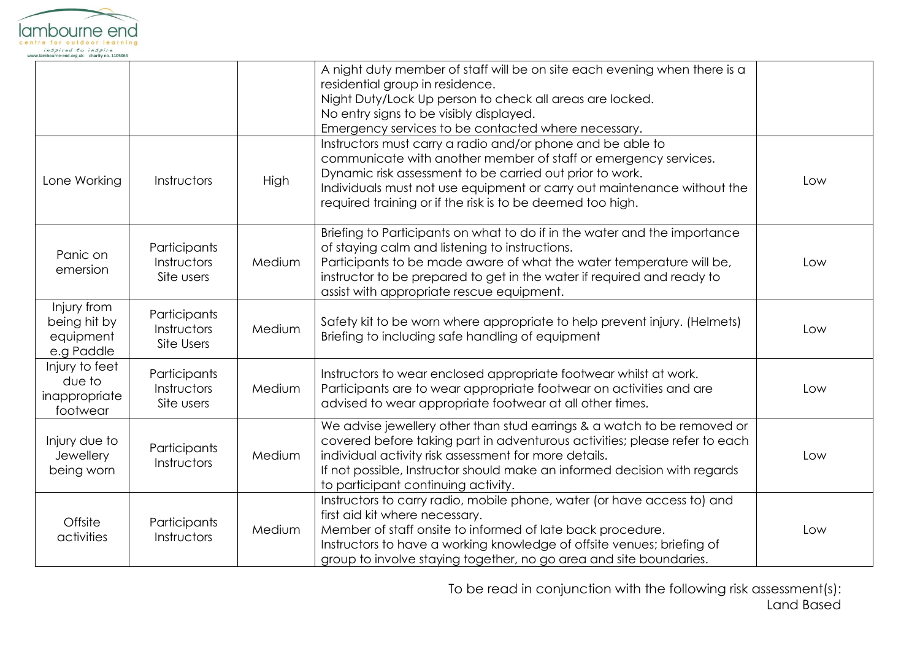| | | | | |
|---|---|---|---|---|
| | | | A night duty member of staff will be on site each evening when there is a residential group in residence.<br>Night Duty/Lock Up person to check all areas are locked.<br>No entry signs to be visibly displayed.<br>Emergency services to be contacted where necessary. | |
| Lone Working | Instructors | High | Instructors must carry a radio and/or phone and be able to communicate with another member of staff or emergency services.<br>Dynamic risk assessment to be carried out prior to work.<br>Individuals must not use equipment or carry out maintenance without the required training or if the risk is to be deemed too high. | Low |
| Panic on emersion | Participants<br>Instructors<br>Site users | Medium | Briefing to Participants on what to do if in the water and the importance of staying calm and listening to instructions.<br>Participants to be made aware of what the water temperature will be, instructor to be prepared to get in the water if required and ready to assist with appropriate rescue equipment. | Low |
| Injury from being hit by equipment e.g Paddle | Participants<br>Instructors<br>Site Users | Medium | Safety kit to be worn where appropriate to help prevent injury. (Helmets)<br>Briefing to including safe handling of equipment | Low |
| Injury to feet due to inappropriate footwear | Participants<br>Instructors<br>Site users | Medium | Instructors to wear enclosed appropriate footwear whilst at work.<br>Participants are to wear appropriate footwear on activities and are advised to wear appropriate footwear at all other times. | Low |
| Injury due to Jewellery being worn | Participants<br>Instructors | Medium | We advise jewellery other than stud earrings & a watch to be removed or covered before taking part in adventurous activities; please refer to each individual activity risk assessment for more details.<br>If not possible, Instructor should make an informed decision with regards to participant continuing activity. | Low |
| Offsite activities | Participants<br>Instructors | Medium | Instructors to carry radio, mobile phone, water (or have access to) and first aid kit where necessary.<br>Member of staff onsite to informed of late back procedure.<br>Instructors to have a working knowledge of offsite venues; briefing of group to involve staying together, no go area and site boundaries. | Low |

To be read in conjunction with the following risk assessment(s):
Land Based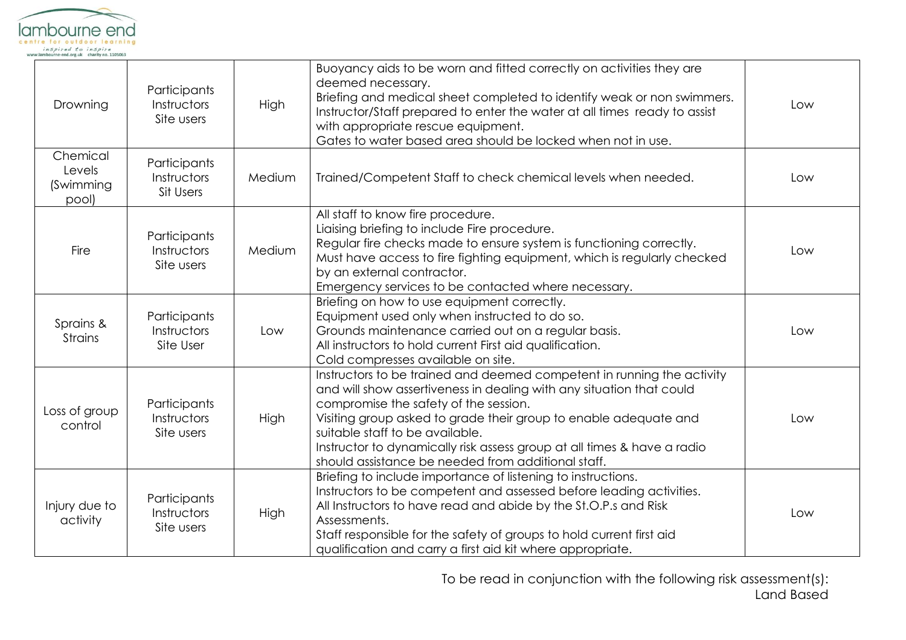| | | | | |
|---|---|---|---|---|
| Drowning | Participants Instructors Site users | High | Buoyancy aids to be worn and fitted correctly on activities they are deemed necessary.<br>Briefing and medical sheet completed to identify weak or non swimmers.<br>Instructor/Staff prepared to enter the water at all times ready to assist with appropriate rescue equipment.<br>Gates to water based area should be locked when not in use. | Low |
| Chemical Levels (Swimming pool) | Participants Instructors Sit Users | Medium | Trained/Competent Staff to check chemical levels when needed. | Low |
| Fire | Participants Instructors Site users | Medium | All staff to know fire procedure.<br>Liaising briefing to include Fire procedure.<br>Regular fire checks made to ensure system is functioning correctly.<br>Must have access to fire fighting equipment, which is regularly checked by an external contractor.<br>Emergency services to be contacted where necessary. | Low |
| Sprains & Strains | Participants Instructors Site User | Low | Briefing on how to use equipment correctly.<br>Equipment used only when instructed to do so.<br>Grounds maintenance carried out on a regular basis.<br>All instructors to hold current First aid qualification.<br>Cold compresses available on site. | Low |
| Loss of group control | Participants Instructors Site users | High | Instructors to be trained and deemed competent in running the activity and will show assertiveness in dealing with any situation that could compromise the safety of the session.<br>Visiting group asked to grade their group to enable adequate and suitable staff to be available.<br>Instructor to dynamically risk assess group at all times & have a radio should assistance be needed from additional staff. | Low |
| Injury due to activity | Participants Instructors Site users | High | Briefing to include importance of listening to instructions.<br>Instructors to be competent and assessed before leading activities.<br>All Instructors to have read and abide by the St.O.P.s and Risk Assessments.<br>Staff responsible for the safety of groups to hold current first aid qualification and carry a first aid kit where appropriate. | Low |

To be read in conjunction with the following risk assessment(s):
Land Based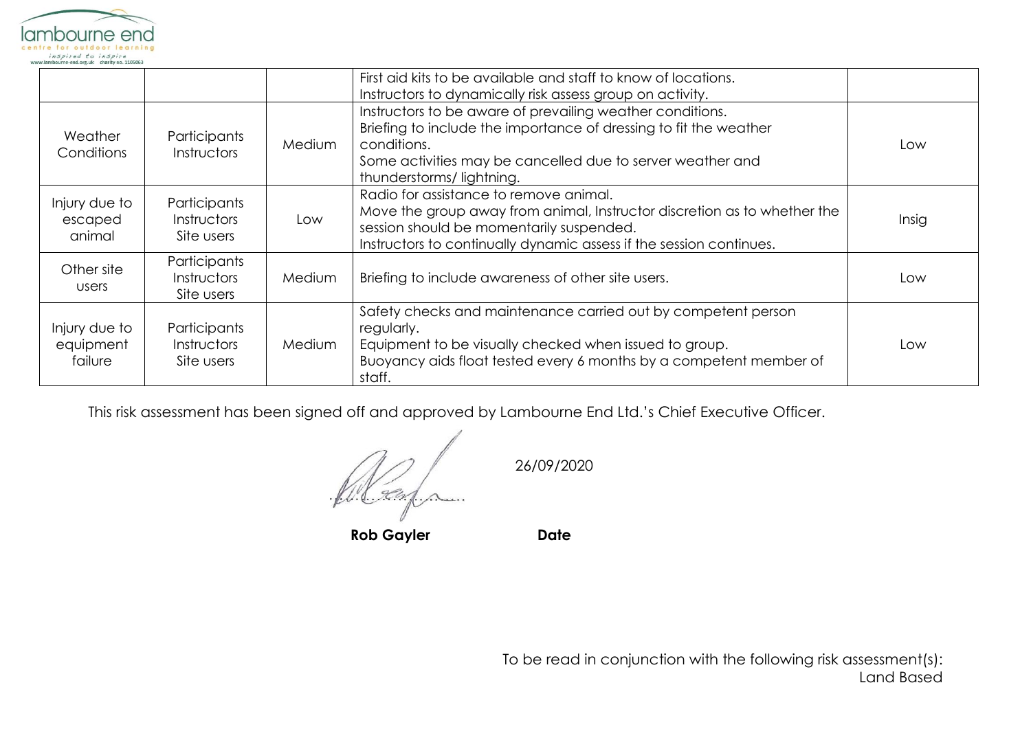| | | | | |
|---|---|---|---|---|
| | | | First aid kits to be available and staff to know of locations.<br>Instructors to dynamically risk assess group on activity. | |
| Weather Conditions | Participants<br>Instructors | Medium | Instructors to be aware of prevailing weather conditions.<br>Briefing to include the importance of dressing to fit the weather conditions.<br>Some activities may be cancelled due to server weather and thunderstorms/ lightning. | Low |
| Injury due to escaped animal | Participants<br>Instructors<br>Site users | Low | Radio for assistance to remove animal.<br>Move the group away from animal, Instructor discretion as to whether the session should be momentarily suspended.<br>Instructors to continually dynamic assess if the session continues. | Insig |
| Other site users | Participants<br>Instructors<br>Site users | Medium | Briefing to include awareness of other site users. | Low |
| Injury due to equipment failure | Participants<br>Instructors<br>Site users | Medium | Safety checks and maintenance carried out by competent person regularly.<br>Equipment to be visually checked when issued to group.<br>Buoyancy aids float tested every 6 months by a competent member of staff. | Low |

This risk assessment has been signed off and approved by Lambourne End Ltd.'s Chief Executive Officer.

26/09/2020

**Rob Gayler** **Date**

To be read in conjunction with the following risk assessment(s):
Land Based